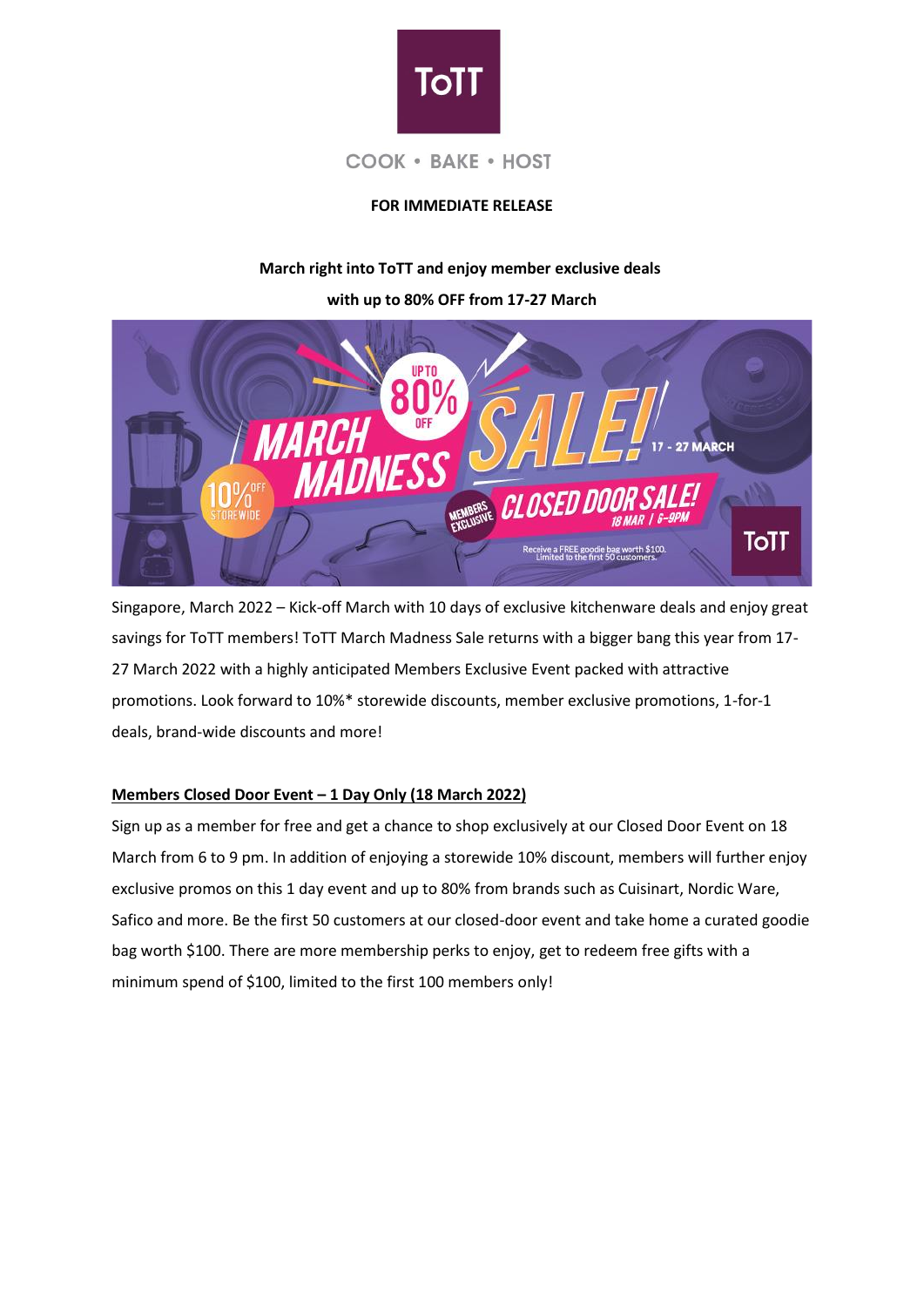ToTT

COOK • BAKE • HOST

**FOR IMMEDIATE RELEASE**

**March right into ToTT and enjoy member exclusive deals**

**with up to 80% OFF from 17-27 March**

Singapore, March 2022 – Kick-off March with 10 days of exclusive kitchenware deals and enjoy great savings for ToTT members! ToTT March Madness Sale returns with a bigger bang this year from 17-27 March 2022 with a highly anticipated Members Exclusive Event packed with attractive promotions. Look forward to 10%* storewide discounts, member exclusive promotions, 1-for-1 deals, brand-wide discounts and more!

**Members Closed Door Event – 1 Day Only (18 March 2022)**

Sign up as a member for free and get a chance to shop exclusively at our Closed Door Event on 18 March from 6 to 9 pm. In addition of enjoying a storewide 10% discount, members will further enjoy exclusive promos on this 1 day event and up to 80% from brands such as Cuisinart, Nordic Ware, Safico and more. Be the first 50 customers at our closed-door event and take home a curated goodie bag worth $100. There are more membership perks to enjoy, get to redeem free gifts with a minimum spend of $100, limited to the first 100 members only!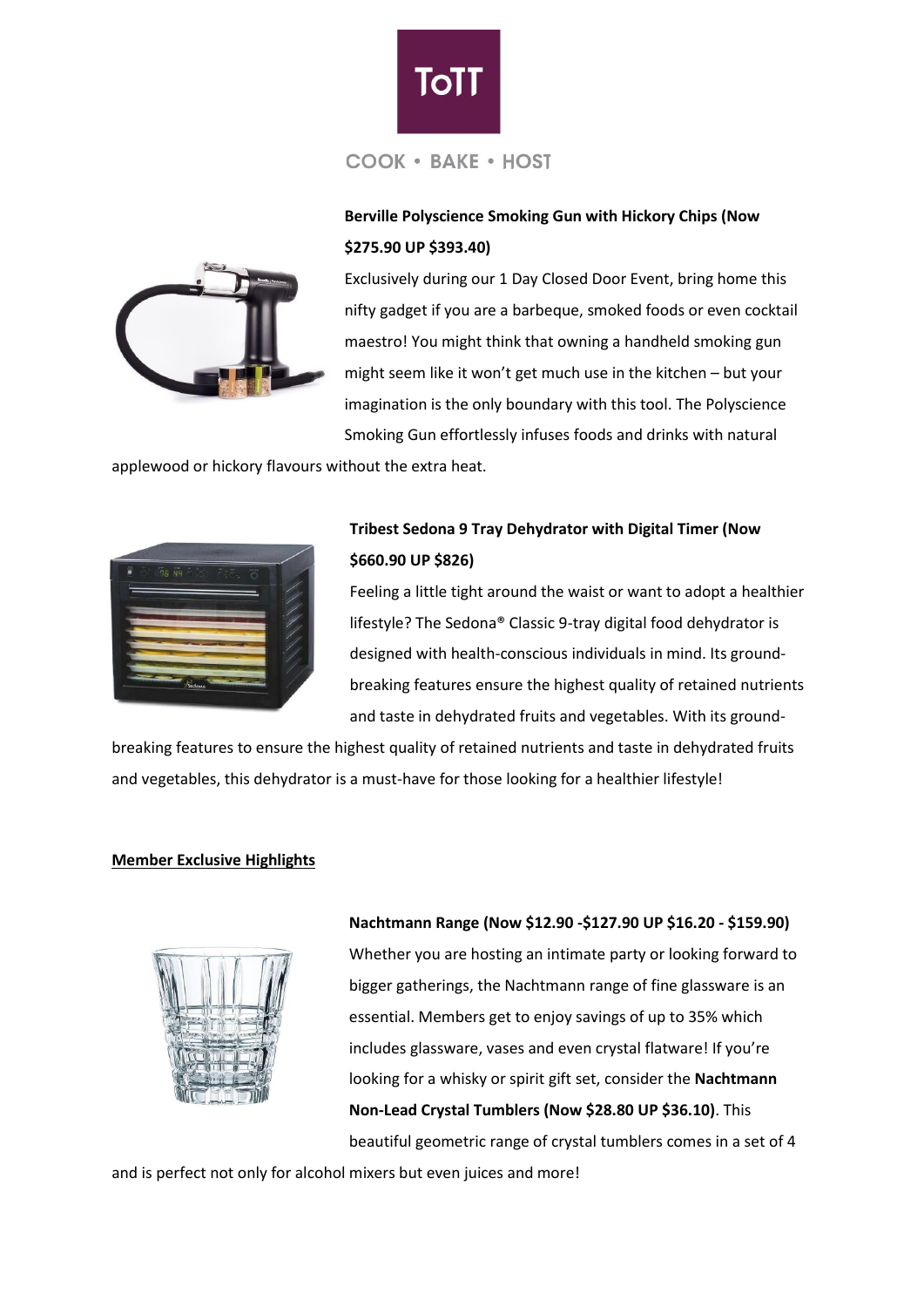**Berville Polyscience Smoking Gun with Hickory Chips (Now $275.90 UP $393.40)**

Exclusively during our 1 Day Closed Door Event, bring home this nifty gadget if you are a barbeque, smoked foods or even cocktail maestro! You might think that owning a handheld smoking gun might seem like it won't get much use in the kitchen – but your imagination is the only boundary with this tool. The Polyscience Smoking Gun effortlessly infuses foods and drinks with natural applewood or hickory flavours without the extra heat.

**Tribest Sedona 9 Tray Dehydrator with Digital Timer (Now $660.90 UP $826)**

Feeling a little tight around the waist or want to adopt a healthier lifestyle? The Sedona® Classic 9-tray digital food dehydrator is designed with health-conscious individuals in mind. Its ground-breaking features ensure the highest quality of retained nutrients and taste in dehydrated fruits and vegetables. With its ground-breaking features to ensure the highest quality of retained nutrients and taste in dehydrated fruits and vegetables, this dehydrator is a must-have for those looking for a healthier lifestyle!

**Member Exclusive Highlights**

**Nachtmann Range (Now $12.90 -$127.90 UP $16.20 - $159.90)**

Whether you are hosting an intimate party or looking forward to bigger gatherings, the Nachtmann range of fine glassware is an essential. Members get to enjoy savings of up to 35% which includes glassware, vases and even crystal flatware! If you're looking for a whisky or spirit gift set, consider the **Nachtmann Non-Lead Crystal Tumblers (Now $28.80 UP $36.10)**. This beautiful geometric range of crystal tumblers comes in a set of 4 and is perfect not only for alcohol mixers but even juices and more!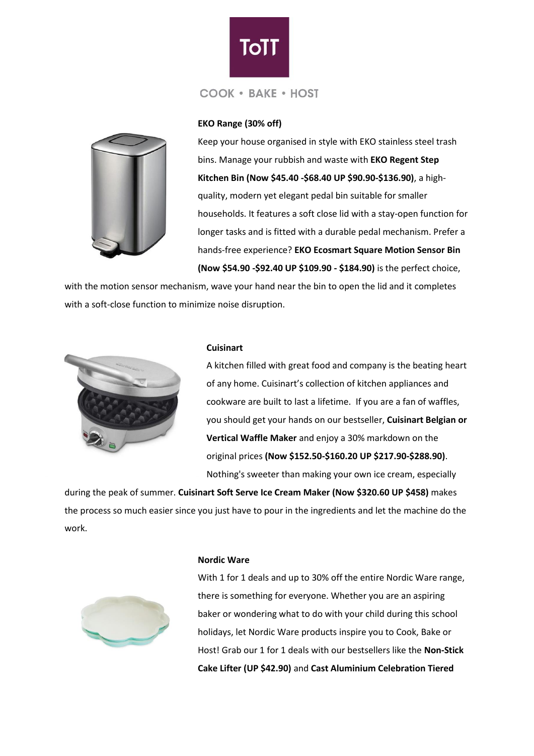ToTT

COOK • BAKE • HOST

**EKO Range (30% off)**

Keep your house organised in style with EKO stainless steel trash bins. Manage your rubbish and waste with **EKO Regent Step Kitchen Bin (Now $45.40 -$68.40 UP $90.90-$136.90)**, a high-quality, modern yet elegant pedal bin suitable for smaller households. It features a soft close lid with a stay-open function for longer tasks and is fitted with a durable pedal mechanism. Prefer a hands-free experience? **EKO Ecosmart Square Motion Sensor Bin (Now $54.90 -$92.40 UP $109.90 - $184.90)** is the perfect choice, with the motion sensor mechanism, wave your hand near the bin to open the lid and it completes with a soft-close function to minimize noise disruption.

**Cuisinart**

A kitchen filled with great food and company is the beating heart of any home. Cuisinart's collection of kitchen appliances and cookware are built to last a lifetime. If you are a fan of waffles, you should get your hands on our bestseller, **Cuisinart Belgian or Vertical Waffle Maker** and enjoy a 30% markdown on the original prices **(Now $152.50-$160.20 UP $217.90-$288.90)**. Nothing's sweeter than making your own ice cream, especially during the peak of summer. **Cuisinart Soft Serve Ice Cream Maker (Now $320.60 UP $458)** makes the process so much easier since you just have to pour in the ingredients and let the machine do the work.

**Nordic Ware**

With 1 for 1 deals and up to 30% off the entire Nordic Ware range, there is something for everyone. Whether you are an aspiring baker or wondering what to do with your child during this school holidays, let Nordic Ware products inspire you to Cook, Bake or Host! Grab our 1 for 1 deals with our bestsellers like the **Non-Stick Cake Lifter (UP $42.90)** and **Cast Aluminium Celebration Tiered**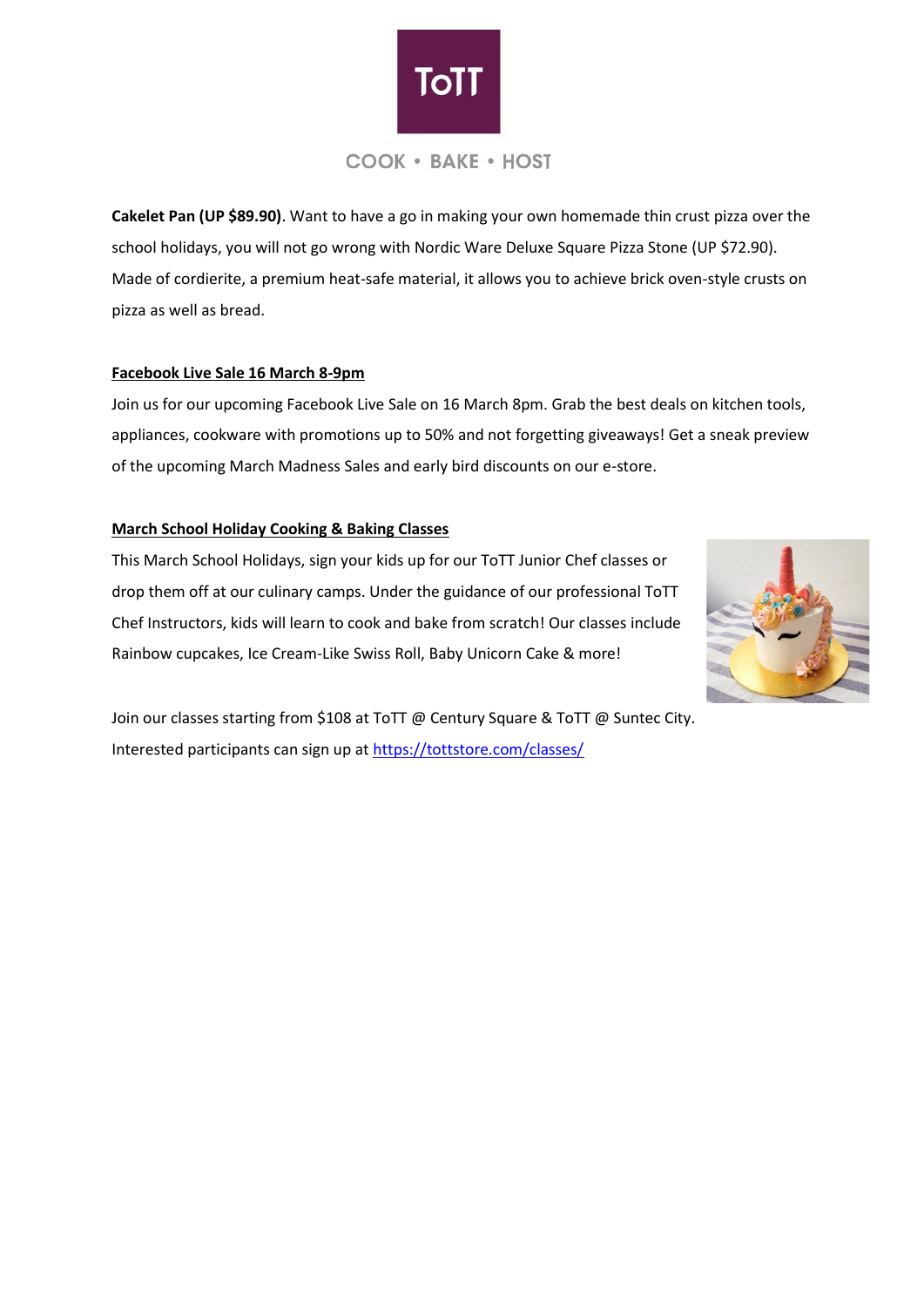**Cakelet Pan (UP $89.90)**. Want to have a go in making your own homemade thin crust pizza over the school holidays, you will not go wrong with Nordic Ware Deluxe Square Pizza Stone (UP $72.90). Made of cordierite, a premium heat-safe material, it allows you to achieve brick oven-style crusts on pizza as well as bread.

**Facebook Live Sale 16 March 8-9pm**

Join us for our upcoming Facebook Live Sale on 16 March 8pm. Grab the best deals on kitchen tools, appliances, cookware with promotions up to 50% and not forgetting giveaways! Get a sneak preview of the upcoming March Madness Sales and early bird discounts on our e-store.

**March School Holiday Cooking & Baking Classes**

This March School Holidays, sign your kids up for our ToTT Junior Chef classes or drop them off at our culinary camps. Under the guidance of our professional ToTT Chef Instructors, kids will learn to cook and bake from scratch! Our classes include Rainbow cupcakes, Ice Cream-Like Swiss Roll, Baby Unicorn Cake & more!

Join our classes starting from $108 at ToTT @ Century Square & ToTT @ Suntec City. Interested participants can sign up at [https://tottstore.com/classes/](https://tottstore.com/classes/)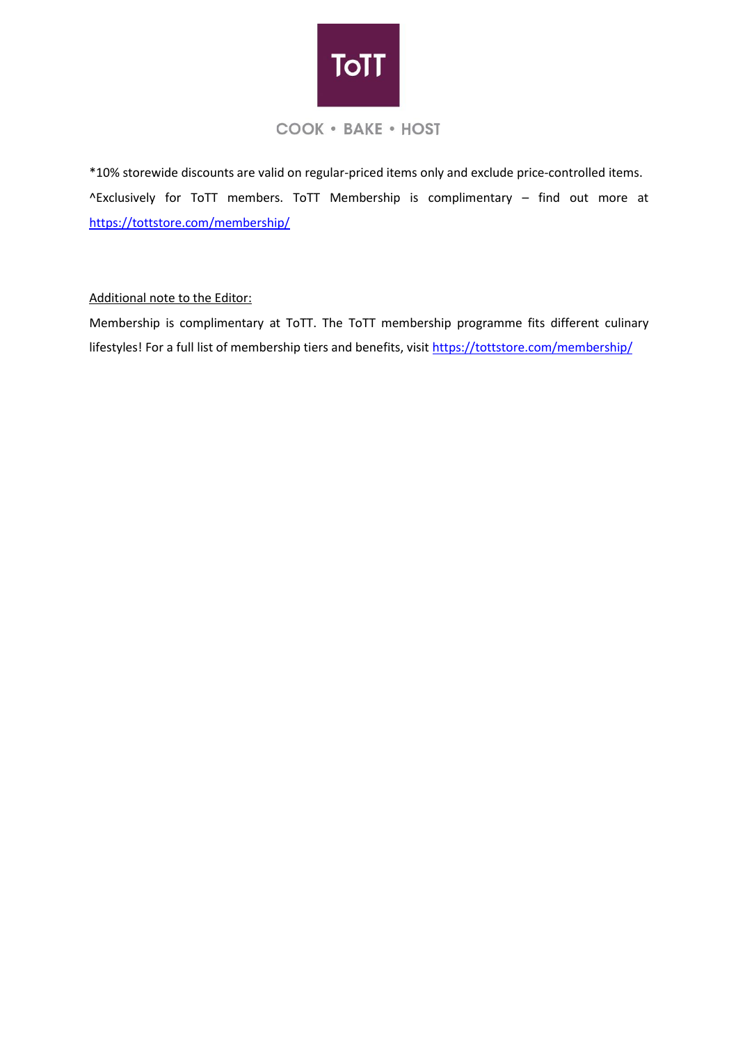*10% storewide discounts are valid on regular-priced items only and exclude price-controlled items.

^Exclusively for ToTT members. ToTT Membership is complimentary – find out more at https://tottstore.com/membership/

Additional note to the Editor:

Membership is complimentary at ToTT. The ToTT membership programme fits different culinary lifestyles! For a full list of membership tiers and benefits, visit https://tottstore.com/membership/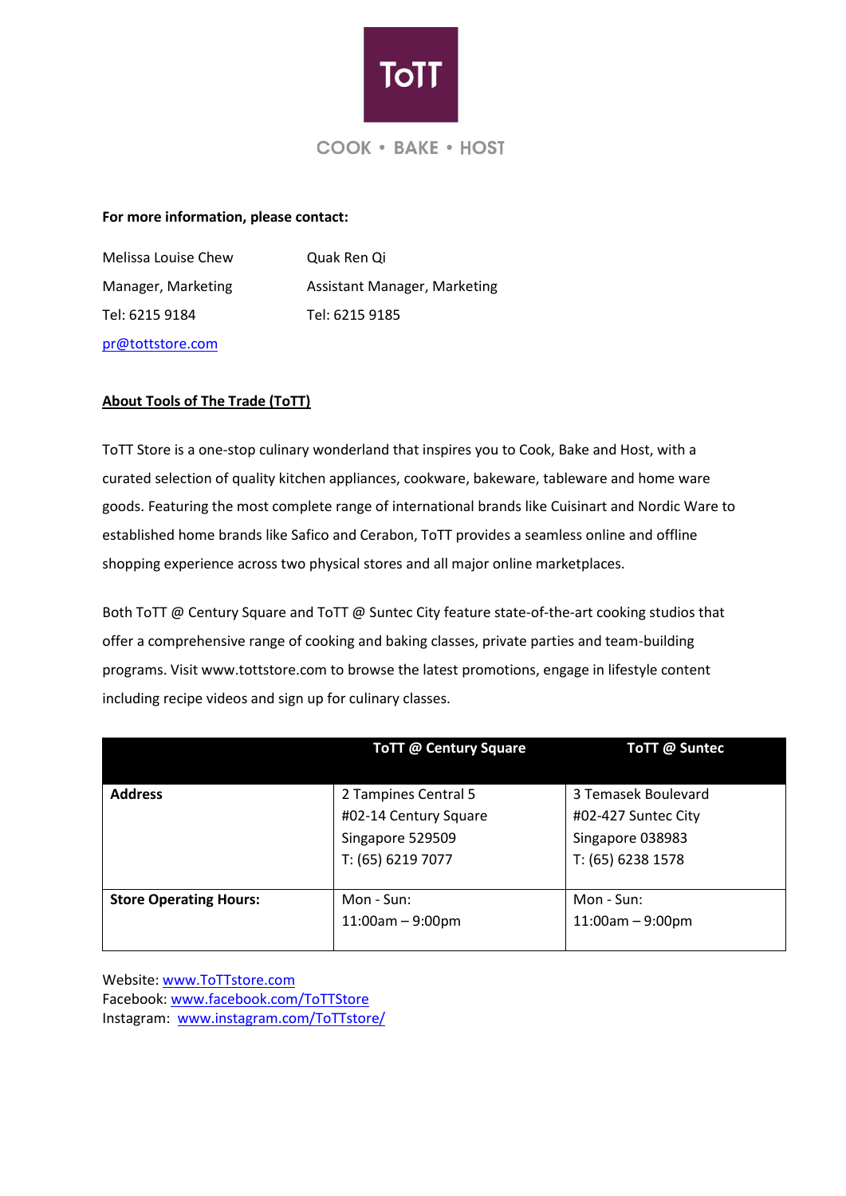ToTT

COOK • BAKE • HOST

**For more information, please contact:**

| | |
|---|---|
| Melissa Louise Chew | Quak Ren Qi |
| Manager, Marketing | Assistant Manager, Marketing |
| Tel: 6215 9184 | Tel: 6215 9185 |
| pr@tottstore.com | |

**About Tools of The Trade (ToTT)**

ToTT Store is a one-stop culinary wonderland that inspires you to Cook, Bake and Host, with a curated selection of quality kitchen appliances, cookware, bakeware, tableware and home ware goods. Featuring the most complete range of international brands like Cuisinart and Nordic Ware to established home brands like Safico and Cerabon, ToTT provides a seamless online and offline shopping experience across two physical stores and all major online marketplaces.

Both ToTT @ Century Square and ToTT @ Suntec City feature state-of-the-art cooking studios that offer a comprehensive range of cooking and baking classes, private parties and team-building programs. Visit www.tottstore.com to browse the latest promotions, engage in lifestyle content including recipe videos and sign up for culinary classes.

| | ToTT @ Century Square | ToTT @ Suntec |
|---|---|---|
| **Address** | 2 Tampines Central 5<br>#02-14 Century Square<br>Singapore 529509<br>T: (65) 6219 7077 | 3 Temasek Boulevard<br>#02-427 Suntec City<br>Singapore 038983<br>T: (65) 6238 1578 |
| **Store Operating Hours:** | Mon - Sun:<br>11:00am – 9:00pm | Mon - Sun:<br>11:00am – 9:00pm |

Website: www.ToTTstore.com
Facebook: www.facebook.com/ToTTStore
Instagram: www.instagram.com/ToTTstore/